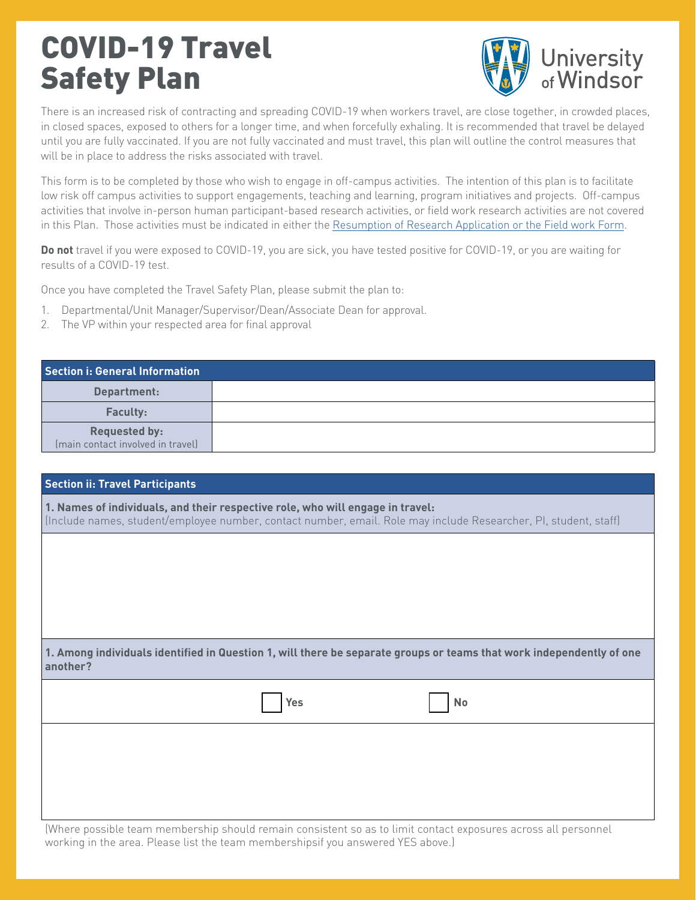# COVID-19 Travel Safety Plan

There is an increased risk of contracting and spreading COVID-19 when workers travel, are close together, in crowded places, in closed spaces, exposed to others for a longer time, and when forcefully exhaling. It is recommended that travel be delayed until you are fully vaccinated. If you are not fully vaccinated and must travel, this plan will outline the control measures that will be in place to address the risks associated with travel.

This form is to be completed by those who wish to engage in off-campus activities. The intention of this plan is to facilitate low risk off campus activities to support engagements, teaching and learning, program initiatives and projects. Off-campus activities that involve in-person human participant-based research activities, or field work research activities are not covered in this Plan. Those activities must be indicated in either the Resumption of Research Application or the Field work Form.

**Do not** travel if you were exposed to COVID-19, you are sick, you have tested positive for COVID-19, or you are waiting for results of a COVID-19 test.

Once you have completed the Travel Safety Plan, please submit the plan to:

1. Departmental/Unit Manager/Supervisor/Dean/Associate Dean for approval.
2. The VP within your respected area for final approval

| **Section i: General Information** | |
|---|---|
| **Department:** | |
| **Faculty:** | |
| **Requested by:** (main contact involved in travel) | |

**Section ii: Travel Participants**

**1. Names of individuals, and their respective role, who will engage in travel:**
(Include names, student/employee number, contact number, email. Role may include Researcher, PI, student, staff)

**1. Among individuals identified in Question 1, will there be separate groups or teams that work independently of one another?**

☐ **Yes** ☐ **No**

(Where possible team membership should remain consistent so as to limit contact exposures across all personnel working in the area. Please list the team membershipsif you answered YES above.)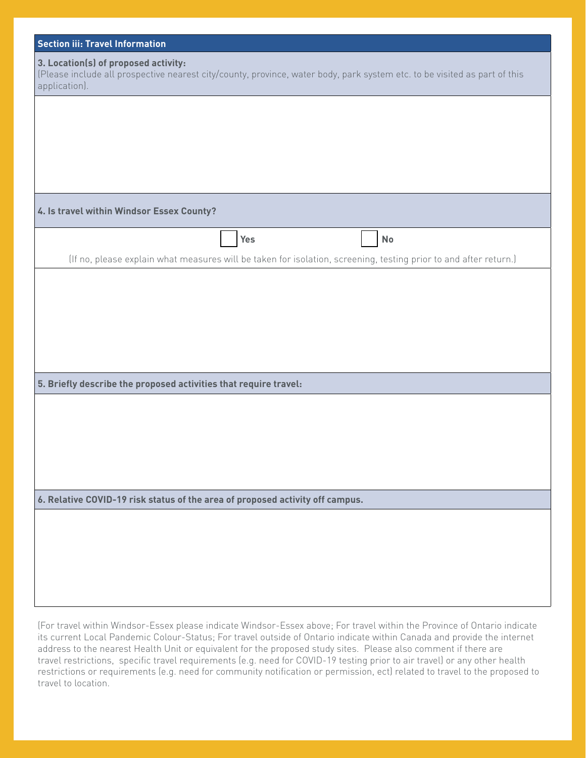## Section iii: Travel Information

**3. Location(s) of proposed activity:**
(Please include all prospective nearest city/county, province, water body, park system etc. to be visited as part of this application).

**4. Is travel within Windsor Essex County?**

☐ **Yes** ☐ **No**

(If no, please explain what measures will be taken for isolation, screening, testing prior to and after return.)

**5. Briefly describe the proposed activities that require travel:**

**6. Relative COVID-19 risk status of the area of proposed activity off campus.**

(For travel within Windsor-Essex please indicate Windsor-Essex above; For travel within the Province of Ontario indicate its current Local Pandemic Colour-Status; For travel outside of Ontario indicate within Canada and provide the internet address to the nearest Health Unit or equivalent for the proposed study sites. Please also comment if there are travel restrictions, specific travel requirements (e.g. need for COVID-19 testing prior to air travel) or any other health restrictions or requirements (e.g. need for community notification or permission, ect) related to travel to the proposed to travel to location.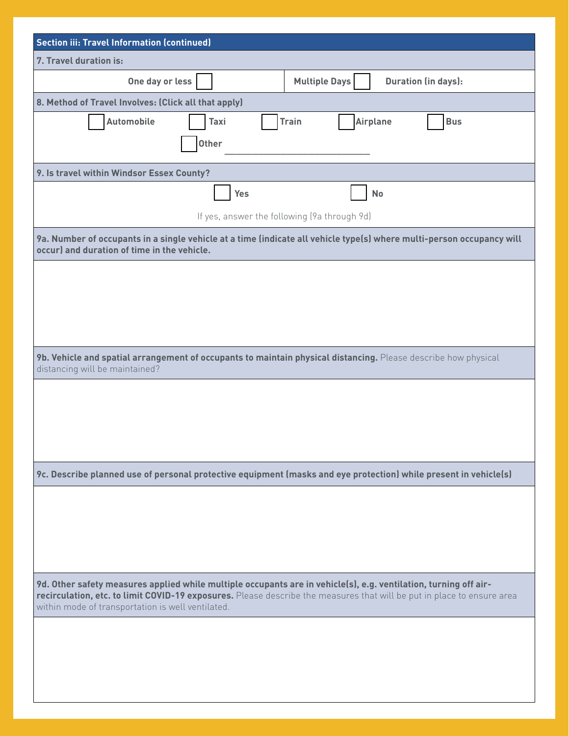## Section iii: Travel Information (continued)

**7. Travel duration is:**

| One day or less ☐ | Multiple Days ☐ Duration (in days): |
|---|---|

**8. Method of Travel Involves: (Click all that apply)**

☐ Automobile ☐ Taxi ☐ Train ☐ Airplane ☐ Bus

☐ Other ______________________________

**9. Is travel within Windsor Essex County?**

☐ Yes ☐ No

If yes, answer the following (9a through 9d)

**9a. Number of occupants in a single vehicle at a time (indicate all vehicle type(s) where multi-person occupancy will occur) and duration of time in the vehicle.**

**9b. Vehicle and spatial arrangement of occupants to maintain physical distancing.** Please describe how physical distancing will be maintained?

**9c. Describe planned use of personal protective equipment (masks and eye protection) while present in vehicle(s)**

**9d. Other safety measures applied while multiple occupants are in vehicle(s), e.g. ventilation, turning off air-recirculation, etc. to limit COVID-19 exposures.** Please describe the measures that will be put in place to ensure area within mode of transportation is well ventilated.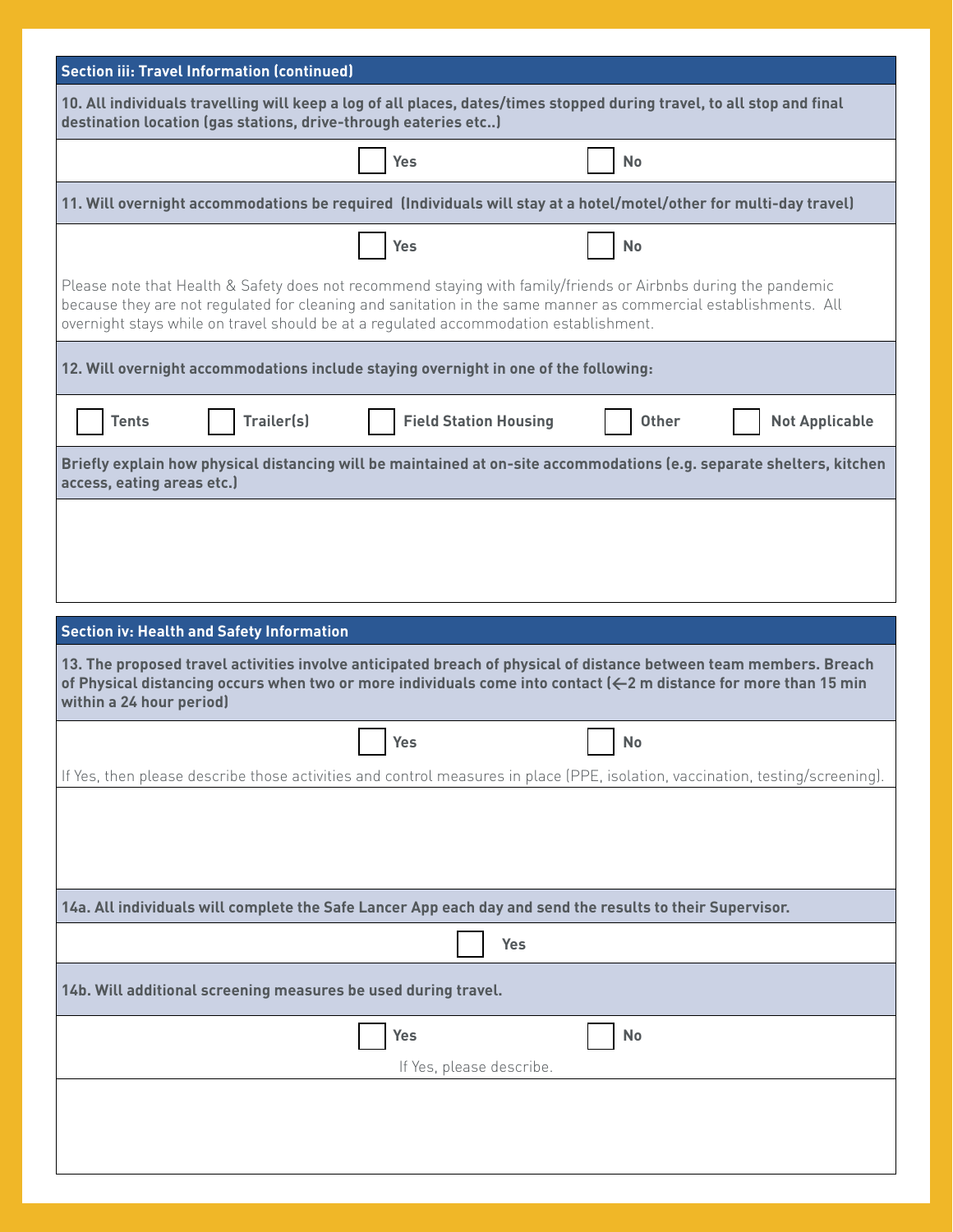## Section iii: Travel Information (continued)

**10. All individuals travelling will keep a log of all places, dates/times stopped during travel, to all stop and final destination location (gas stations, drive-through eateries etc..)**

☐ **Yes** ☐ **No**

**11. Will overnight accommodations be required (Individuals will stay at a hotel/motel/other for multi-day travel)**

☐ **Yes** ☐ **No**

Please note that Health & Safety does not recommend staying with family/friends or Airbnbs during the pandemic because they are not regulated for cleaning and sanitation in the same manner as commercial establishments. All overnight stays while on travel should be at a regulated accommodation establishment.

**12. Will overnight accommodations include staying overnight in one of the following:**

☐ **Tents** ☐ **Trailer(s)** ☐ **Field Station Housing** ☐ **Other** ☐ **Not Applicable**

**Briefly explain how physical distancing will be maintained at on-site accommodations (e.g. separate shelters, kitchen access, eating areas etc.)**

## Section iv: Health and Safety Information

**13. The proposed travel activities involve anticipated breach of physical of distance between team members. Breach of Physical distancing occurs when two or more individuals come into contact (<2 m distance for more than 15 min within a 24 hour period)**

☐ **Yes** ☐ **No**

If Yes, then please describe those activities and control measures in place (PPE, isolation, vaccination, testing/screening).

**14a. All individuals will complete the Safe Lancer App each day and send the results to their Supervisor.**

☐ **Yes**

**14b. Will additional screening measures be used during travel.**

☐ **Yes** ☐ **No**

If Yes, please describe.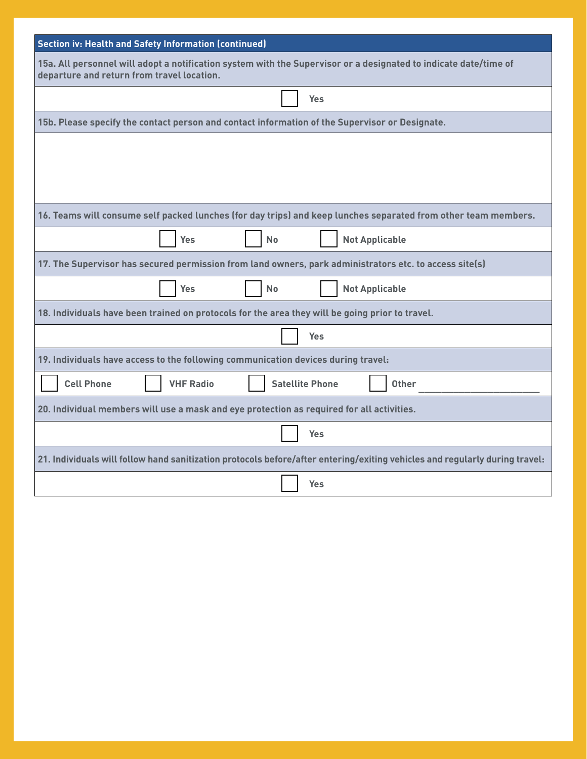## Section iv: Health and Safety Information (continued)

**15a. All personnel will adopt a notification system with the Supervisor or a designated to indicate date/time of departure and return from travel location.**

☐ Yes

**15b. Please specify the contact person and contact information of the Supervisor or Designate.**

**16. Teams will consume self packed lunches (for day trips) and keep lunches separated from other team members.**

☐ Yes ☐ No ☐ Not Applicable

**17. The Supervisor has secured permission from land owners, park administrators etc. to access site(s)**

☐ Yes ☐ No ☐ Not Applicable

**18. Individuals have been trained on protocols for the area they will be going prior to travel.**

☐ Yes

**19. Individuals have access to the following communication devices during travel:**

☐ Cell Phone ☐ VHF Radio ☐ Satellite Phone ☐ Other ________________

**20. Individual members will use a mask and eye protection as required for all activities.**

☐ Yes

**21. Individuals will follow hand sanitization protocols before/after entering/exiting vehicles and regularly during travel:**

☐ Yes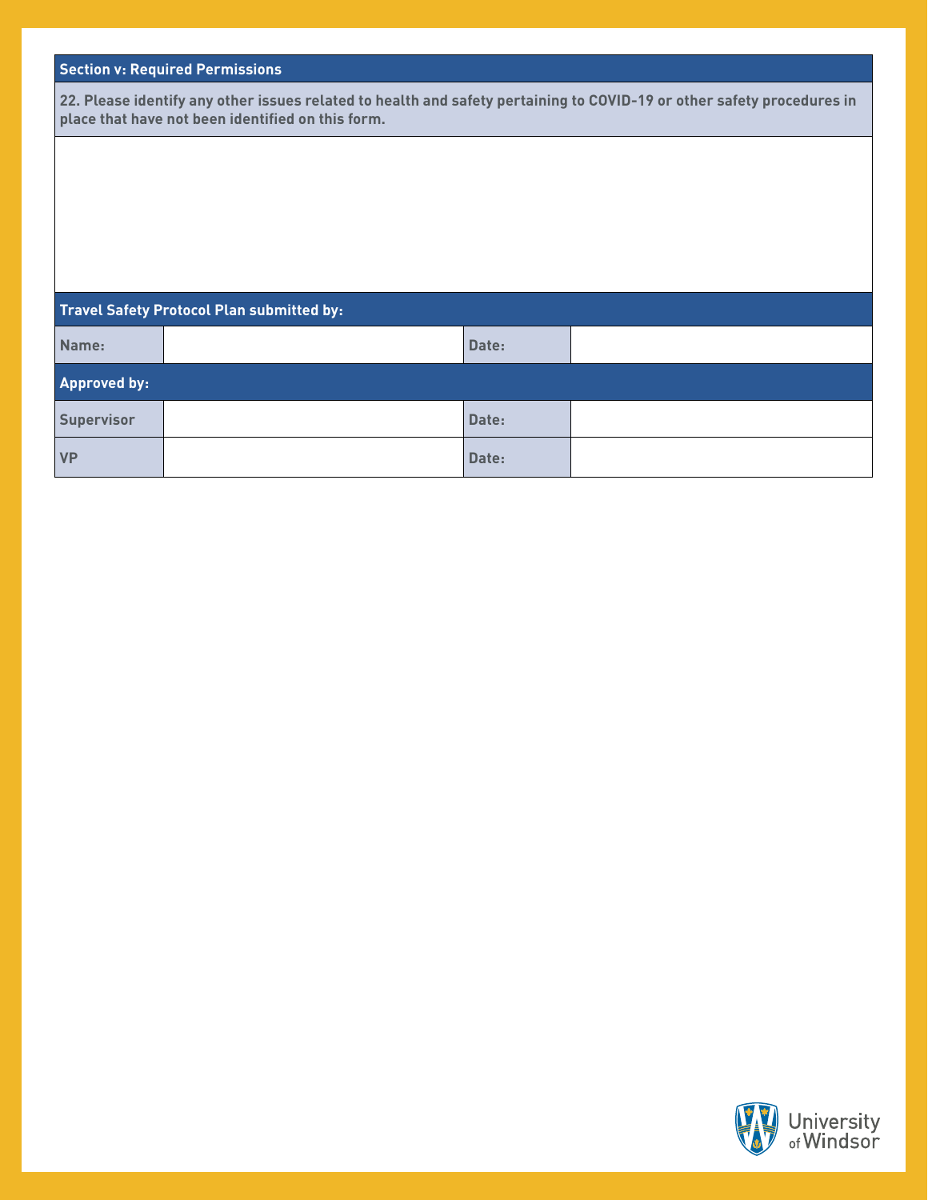## Section v: Required Permissions

**22. Please identify any other issues related to health and safety pertaining to COVID-19 or other safety procedures in place that have not been identified on this form.**

### Travel Safety Protocol Plan submitted by:

| | | | |
|---|---|---|---|
| **Name:** | | **Date:** | |

### Approved by:

| | | | |
|---|---|---|---|
| **Supervisor** | | **Date:** | |
| **VP** | | **Date:** | |